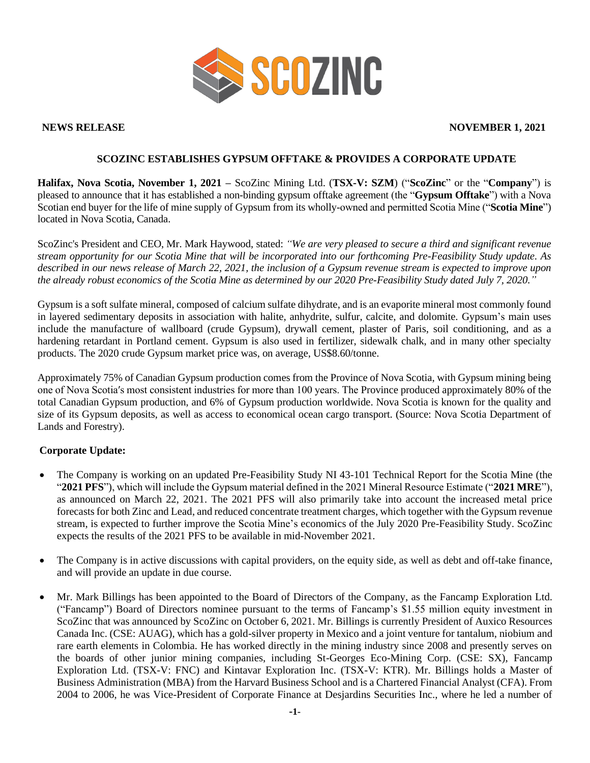**NEWS RELEASE** **NOVEMBER 1, 2021**

# SCOZINC ESTABLISHES GYPSUM OFFTAKE & PROVIDES A CORPORATE UPDATE

**Halifax, Nova Scotia, November 1, 2021 –** ScoZinc Mining Ltd. (**TSX-V: SZM**) ("**ScoZinc**" or the "**Company**") is pleased to announce that it has established a non-binding gypsum offtake agreement (the "**Gypsum Offtake**") with a Nova Scotian end buyer for the life of mine supply of Gypsum from its wholly-owned and permitted Scotia Mine ("**Scotia Mine**") located in Nova Scotia, Canada.

ScoZinc's President and CEO, Mr. Mark Haywood, stated: *"We are very pleased to secure a third and significant revenue stream opportunity for our Scotia Mine that will be incorporated into our forthcoming Pre-Feasibility Study update. As described in our news release of March 22, 2021, the inclusion of a Gypsum revenue stream is expected to improve upon the already robust economics of the Scotia Mine as determined by our 2020 Pre-Feasibility Study dated July 7, 2020."*

Gypsum is a soft sulfate mineral, composed of calcium sulfate dihydrate, and is an evaporite mineral most commonly found in layered sedimentary deposits in association with halite, anhydrite, sulfur, calcite, and dolomite. Gypsum's main uses include the manufacture of wallboard (crude Gypsum), drywall cement, plaster of Paris, soil conditioning, and as a hardening retardant in Portland cement. Gypsum is also used in fertilizer, sidewalk chalk, and in many other specialty products. The 2020 crude Gypsum market price was, on average, US$8.60/tonne.

Approximately 75% of Canadian Gypsum production comes from the Province of Nova Scotia, with Gypsum mining being one of Nova Scotia′s most consistent industries for more than 100 years. The Province produced approximately 80% of the total Canadian Gypsum production, and 6% of Gypsum production worldwide. Nova Scotia is known for the quality and size of its Gypsum deposits, as well as access to economical ocean cargo transport. (Source: Nova Scotia Department of Lands and Forestry).

**Corporate Update:**

- The Company is working on an updated Pre-Feasibility Study NI 43-101 Technical Report for the Scotia Mine (the "**2021 PFS**"), which will include the Gypsum material defined in the 2021 Mineral Resource Estimate ("**2021 MRE**"), as announced on March 22, 2021. The 2021 PFS will also primarily take into account the increased metal price forecasts for both Zinc and Lead, and reduced concentrate treatment charges, which together with the Gypsum revenue stream, is expected to further improve the Scotia Mine's economics of the July 2020 Pre-Feasibility Study. ScoZinc expects the results of the 2021 PFS to be available in mid-November 2021.

- The Company is in active discussions with capital providers, on the equity side, as well as debt and off-take finance, and will provide an update in due course.

- Mr. Mark Billings has been appointed to the Board of Directors of the Company, as the Fancamp Exploration Ltd. ("Fancamp") Board of Directors nominee pursuant to the terms of Fancamp's $1.55 million equity investment in ScoZinc that was announced by ScoZinc on October 6, 2021. Mr. Billings is currently President of Auxico Resources Canada Inc. (CSE: AUAG), which has a gold-silver property in Mexico and a joint venture for tantalum, niobium and rare earth elements in Colombia. He has worked directly in the mining industry since 2008 and presently serves on the boards of other junior mining companies, including St-Georges Eco-Mining Corp. (CSE: SX), Fancamp Exploration Ltd. (TSX-V: FNC) and Kintavar Exploration Inc. (TSX-V: KTR). Mr. Billings holds a Master of Business Administration (MBA) from the Harvard Business School and is a Chartered Financial Analyst (CFA). From 2004 to 2006, he was Vice-President of Corporate Finance at Desjardins Securities Inc., where he led a number of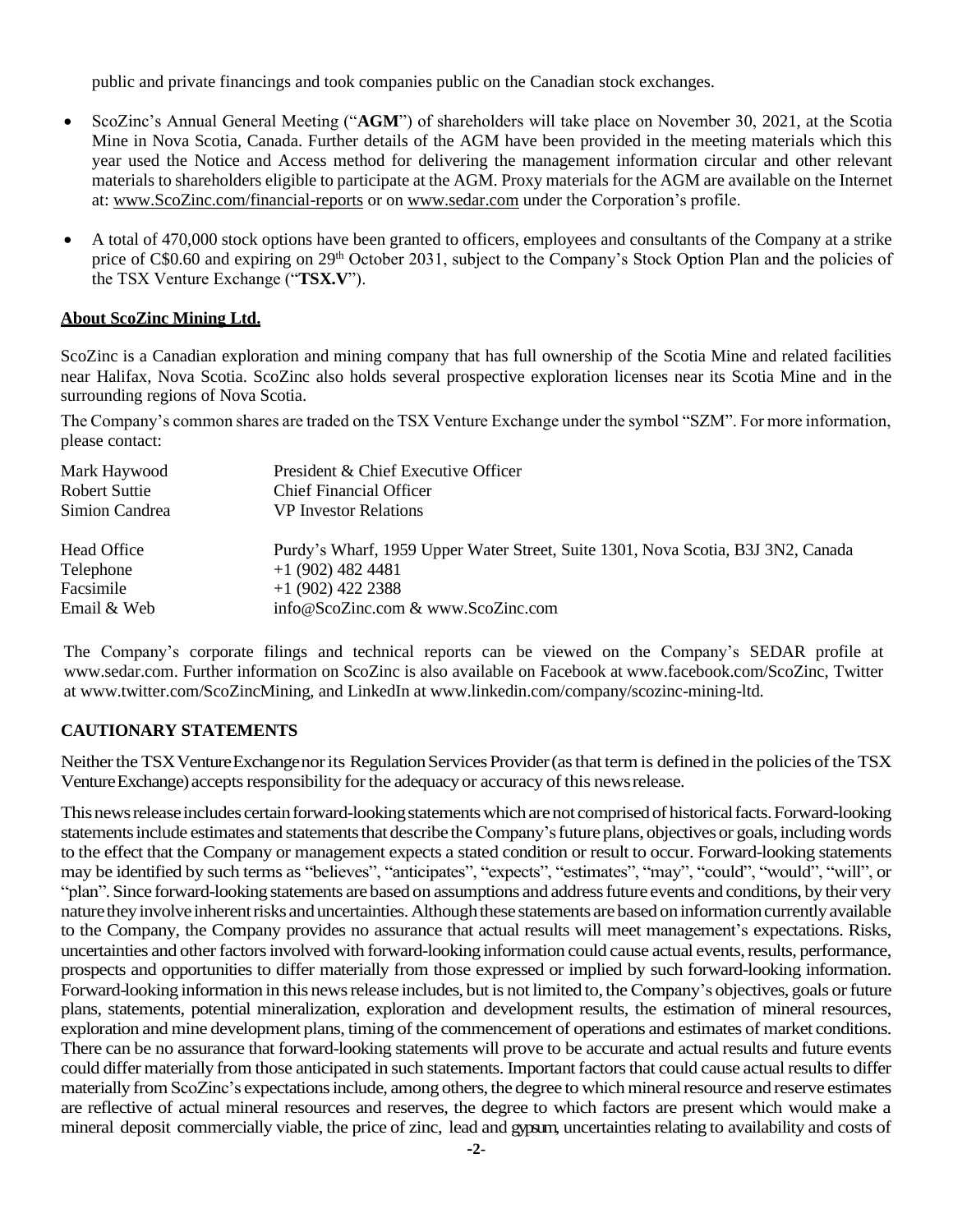public and private financings and took companies public on the Canadian stock exchanges.

- ScoZinc's Annual General Meeting ("**AGM**") of shareholders will take place on November 30, 2021, at the Scotia Mine in Nova Scotia, Canada. Further details of the AGM have been provided in the meeting materials which this year used the Notice and Access method for delivering the management information circular and other relevant materials to shareholders eligible to participate at the AGM. Proxy materials for the AGM are available on the Internet at: www.ScoZinc.com/financial-reports or on www.sedar.com under the Corporation's profile.
- A total of 470,000 stock options have been granted to officers, employees and consultants of the Company at a strike price of C$0.60 and expiring on 29th October 2031, subject to the Company's Stock Option Plan and the policies of the TSX Venture Exchange ("**TSX.V**").

## About ScoZinc Mining Ltd.

ScoZinc is a Canadian exploration and mining company that has full ownership of the Scotia Mine and related facilities near Halifax, Nova Scotia. ScoZinc also holds several prospective exploration licenses near its Scotia Mine and in the surrounding regions of Nova Scotia.

The Company's common shares are traded on the TSX Venture Exchange under the symbol "SZM". For more information, please contact:

| | |
|---|---|
| Mark Haywood | President & Chief Executive Officer |
| Robert Suttie | Chief Financial Officer |
| Simion Candrea | VP Investor Relations |
| | |
| Head Office | Purdy's Wharf, 1959 Upper Water Street, Suite 1301, Nova Scotia, B3J 3N2, Canada |
| Telephone | +1 (902) 482 4481 |
| Facsimile | +1 (902) 422 2388 |
| Email & Web | info@ScoZinc.com & www.ScoZinc.com |

The Company's corporate filings and technical reports can be viewed on the Company's SEDAR profile at www.sedar.com. Further information on ScoZinc is also available on Facebook at www.facebook.com/ScoZinc, Twitter at www.twitter.com/ScoZincMining, and LinkedIn at www.linkedin.com/company/scozinc-mining-ltd.

## CAUTIONARY STATEMENTS

Neither the TSX Venture Exchange nor its Regulation Services Provider (as that term is defined in the policies of the TSX Venture Exchange) accepts responsibility for the adequacy or accuracy of this news release.

This news release includes certain forward-looking statements which are not comprised of historical facts. Forward-looking statements include estimates and statements that describe the Company's future plans, objectives or goals, including words to the effect that the Company or management expects a stated condition or result to occur. Forward-looking statements may be identified by such terms as "believes", "anticipates", "expects", "estimates", "may", "could", "would", "will", or "plan". Since forward-looking statements are based on assumptions and address future events and conditions, by their very nature they involve inherent risks and uncertainties. Although these statements are based on information currently available to the Company, the Company provides no assurance that actual results will meet management's expectations. Risks, uncertainties and other factors involved with forward-looking information could cause actual events, results, performance, prospects and opportunities to differ materially from those expressed or implied by such forward-looking information. Forward-looking information in this news release includes, but is not limited to, the Company's objectives, goals or future plans, statements, potential mineralization, exploration and development results, the estimation of mineral resources, exploration and mine development plans, timing of the commencement of operations and estimates of market conditions. There can be no assurance that forward-looking statements will prove to be accurate and actual results and future events could differ materially from those anticipated in such statements. Important factors that could cause actual results to differ materially from ScoZinc's expectations include, among others, the degree to which mineral resource and reserve estimates are reflective of actual mineral resources and reserves, the degree to which factors are present which would make a mineral deposit commercially viable, the price of zinc, lead and gypsum, uncertainties relating to availability and costs of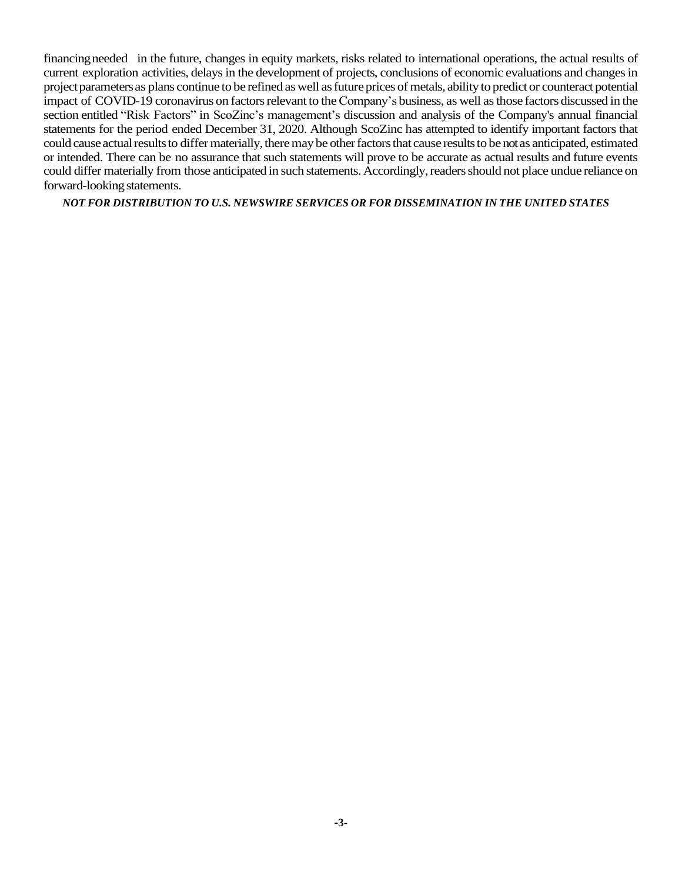financing needed in the future, changes in equity markets, risks related to international operations, the actual results of current exploration activities, delays in the development of projects, conclusions of economic evaluations and changes in project parameters as plans continue to be refined as well as future prices of metals, ability to predict or counteract potential impact of COVID-19 coronavirus on factors relevant to the Company's business, as well as those factors discussed in the section entitled "Risk Factors" in ScoZinc's management's discussion and analysis of the Company's annual financial statements for the period ended December 31, 2020. Although ScoZinc has attempted to identify important factors that could cause actual results to differ materially, there may be other factors that cause results to be not as anticipated, estimated or intended. There can be no assurance that such statements will prove to be accurate as actual results and future events could differ materially from those anticipated in such statements. Accordingly, readers should not place undue reliance on forward-looking statements.

***NOT FOR DISTRIBUTION TO U.S. NEWSWIRE SERVICES OR FOR DISSEMINATION IN THE UNITED STATES***